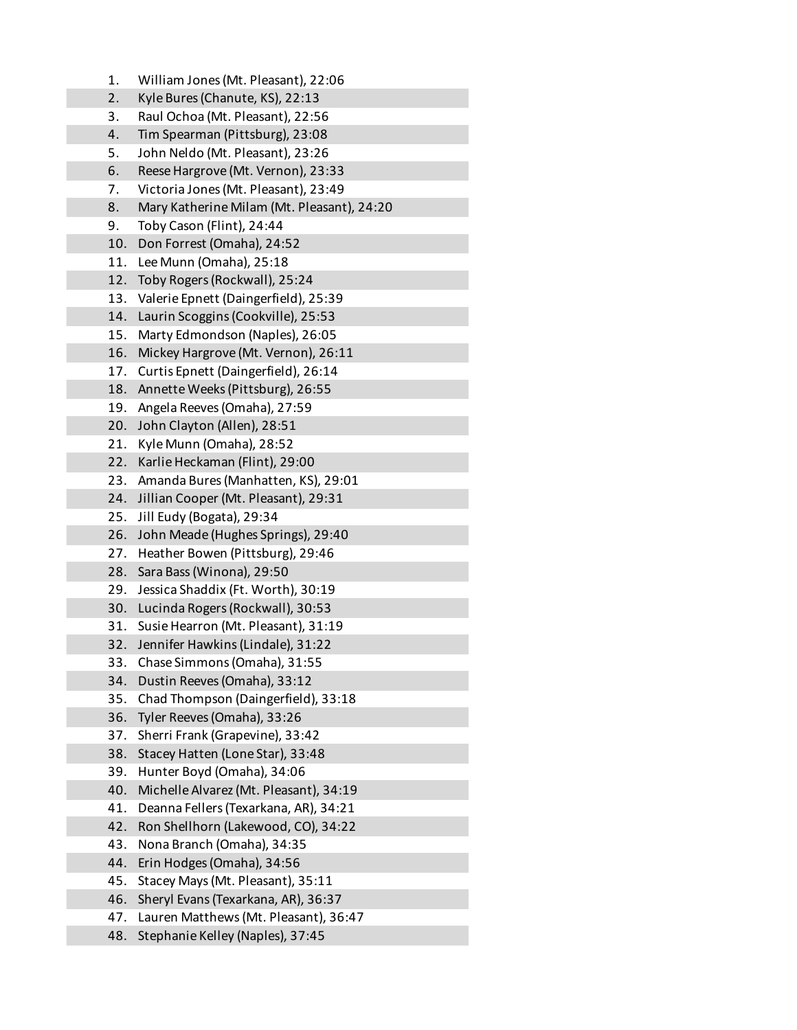1. William Jones (Mt. Pleasant), 22:06
2. Kyle Bures (Chanute, KS), 22:13
3. Raul Ochoa (Mt. Pleasant), 22:56
4. Tim Spearman (Pittsburg), 23:08
5. John Neldo (Mt. Pleasant), 23:26
6. Reese Hargrove (Mt. Vernon), 23:33
7. Victoria Jones (Mt. Pleasant), 23:49
8. Mary Katherine Milam (Mt. Pleasant), 24:20
9. Toby Cason (Flint), 24:44
10. Don Forrest (Omaha), 24:52
11. Lee Munn (Omaha), 25:18
12. Toby Rogers (Rockwall), 25:24
13. Valerie Epnett (Daingerfield), 25:39
14. Laurin Scoggins (Cookville), 25:53
15. Marty Edmondson (Naples), 26:05
16. Mickey Hargrove (Mt. Vernon), 26:11
17. Curtis Epnett (Daingerfield), 26:14
18. Annette Weeks (Pittsburg), 26:55
19. Angela Reeves (Omaha), 27:59
20. John Clayton (Allen), 28:51
21. Kyle Munn (Omaha), 28:52
22. Karlie Heckaman (Flint), 29:00
23. Amanda Bures (Manhatten, KS), 29:01
24. Jillian Cooper (Mt. Pleasant), 29:31
25. Jill Eudy (Bogata), 29:34
26. John Meade (Hughes Springs), 29:40
27. Heather Bowen (Pittsburg), 29:46
28. Sara Bass (Winona), 29:50
29. Jessica Shaddix (Ft. Worth), 30:19
30. Lucinda Rogers (Rockwall), 30:53
31. Susie Hearron (Mt. Pleasant), 31:19
32. Jennifer Hawkins (Lindale), 31:22
33. Chase Simmons (Omaha), 31:55
34. Dustin Reeves (Omaha), 33:12
35. Chad Thompson (Daingerfield), 33:18
36. Tyler Reeves (Omaha), 33:26
37. Sherri Frank (Grapevine), 33:42
38. Stacey Hatten (Lone Star), 33:48
39. Hunter Boyd (Omaha), 34:06
40. Michelle Alvarez (Mt. Pleasant), 34:19
41. Deanna Fellers (Texarkana, AR), 34:21
42. Ron Shellhorn (Lakewood, CO), 34:22
43. Nona Branch (Omaha), 34:35
44. Erin Hodges (Omaha), 34:56
45. Stacey Mays (Mt. Pleasant), 35:11
46. Sheryl Evans (Texarkana, AR), 36:37
47. Lauren Matthews (Mt. Pleasant), 36:47
48. Stephanie Kelley (Naples), 37:45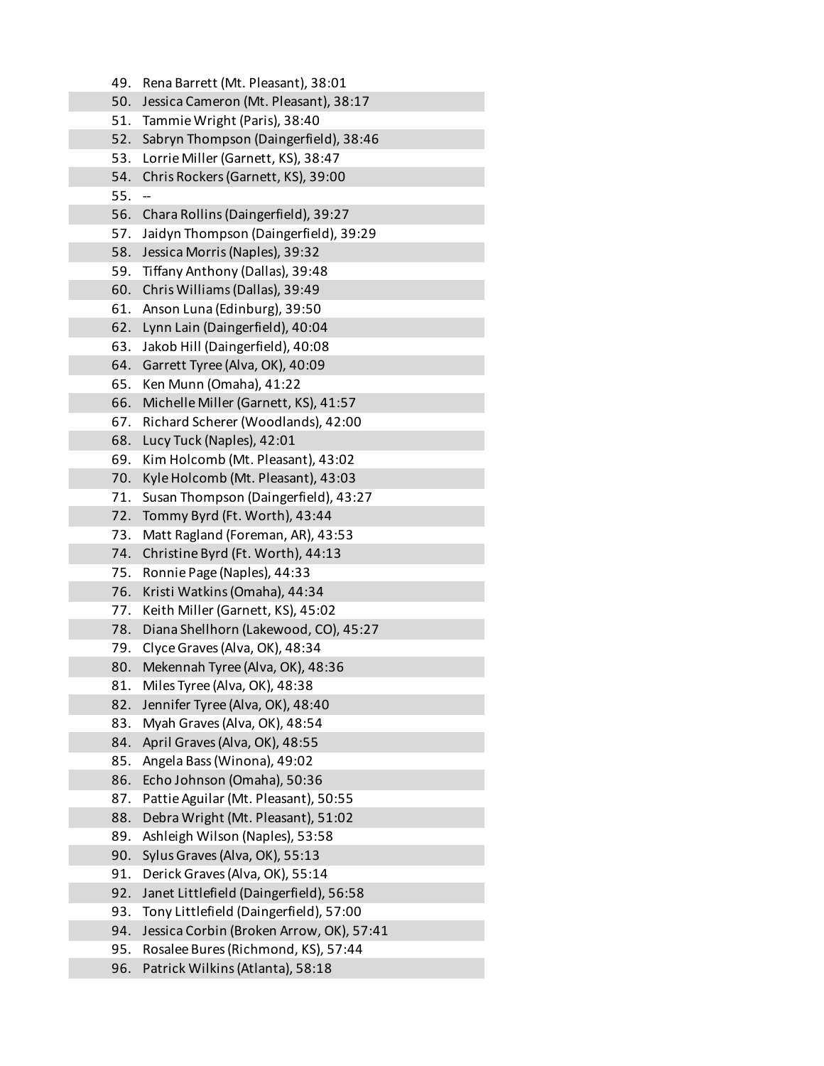49. Rena Barrett (Mt. Pleasant), 38:01
50. Jessica Cameron (Mt. Pleasant), 38:17
51. Tammie Wright (Paris), 38:40
52. Sabryn Thompson (Daingerfield), 38:46
53. Lorrie Miller (Garnett, KS), 38:47
54. Chris Rockers (Garnett, KS), 39:00
55. --
56. Chara Rollins (Daingerfield), 39:27
57. Jaidyn Thompson (Daingerfield), 39:29
58. Jessica Morris (Naples), 39:32
59. Tiffany Anthony (Dallas), 39:48
60. Chris Williams (Dallas), 39:49
61. Anson Luna (Edinburg), 39:50
62. Lynn Lain (Daingerfield), 40:04
63. Jakob Hill (Daingerfield), 40:08
64. Garrett Tyree (Alva, OK), 40:09
65. Ken Munn (Omaha), 41:22
66. Michelle Miller (Garnett, KS), 41:57
67. Richard Scherer (Woodlands), 42:00
68. Lucy Tuck (Naples), 42:01
69. Kim Holcomb (Mt. Pleasant), 43:02
70. Kyle Holcomb (Mt. Pleasant), 43:03
71. Susan Thompson (Daingerfield), 43:27
72. Tommy Byrd (Ft. Worth), 43:44
73. Matt Ragland (Foreman, AR), 43:53
74. Christine Byrd (Ft. Worth), 44:13
75. Ronnie Page (Naples), 44:33
76. Kristi Watkins (Omaha), 44:34
77. Keith Miller (Garnett, KS), 45:02
78. Diana Shellhorn (Lakewood, CO), 45:27
79. Clyce Graves (Alva, OK), 48:34
80. Mekennah Tyree (Alva, OK), 48:36
81. Miles Tyree (Alva, OK), 48:38
82. Jennifer Tyree (Alva, OK), 48:40
83. Myah Graves (Alva, OK), 48:54
84. April Graves (Alva, OK), 48:55
85. Angela Bass (Winona), 49:02
86. Echo Johnson (Omaha), 50:36
87. Pattie Aguilar (Mt. Pleasant), 50:55
88. Debra Wright (Mt. Pleasant), 51:02
89. Ashleigh Wilson (Naples), 53:58
90. Sylus Graves (Alva, OK), 55:13
91. Derick Graves (Alva, OK), 55:14
92. Janet Littlefield (Daingerfield), 56:58
93. Tony Littlefield (Daingerfield), 57:00
94. Jessica Corbin (Broken Arrow, OK), 57:41
95. Rosalee Bures (Richmond, KS), 57:44
96. Patrick Wilkins (Atlanta), 58:18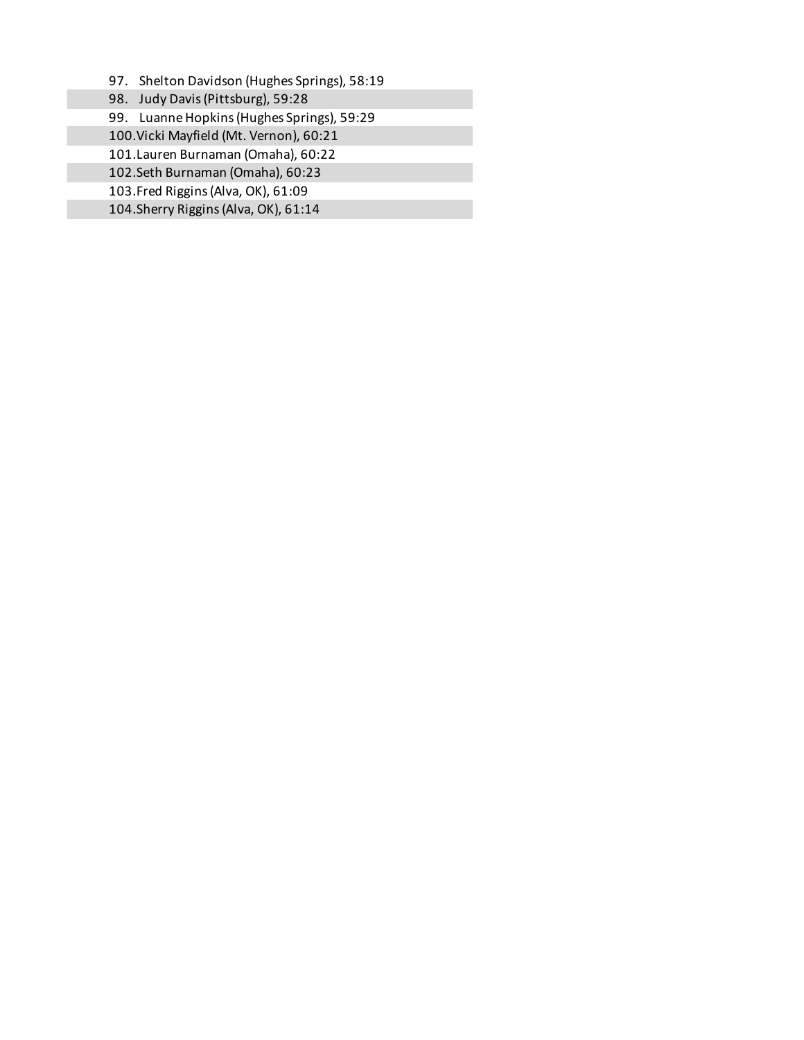97. Shelton Davidson (Hughes Springs), 58:19
98. Judy Davis (Pittsburg), 59:28
99. Luanne Hopkins (Hughes Springs), 59:29
100. Vicki Mayfield (Mt. Vernon), 60:21
101. Lauren Burnaman (Omaha), 60:22
102. Seth Burnaman (Omaha), 60:23
103. Fred Riggins (Alva, OK), 61:09
104. Sherry Riggins (Alva, OK), 61:14